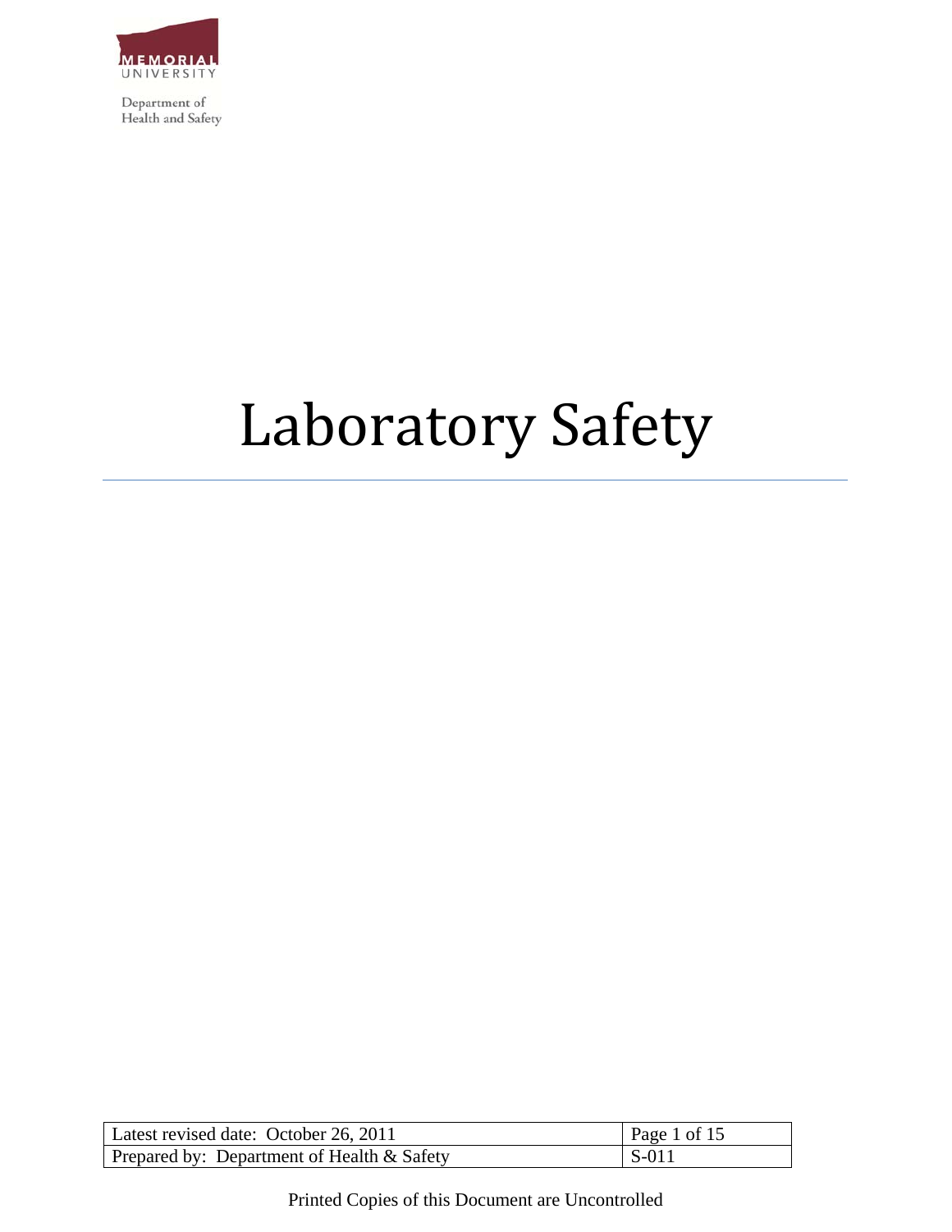Memorial University

Department of Health and Safety

# Laboratory Safety

| Latest revised date: October 26, 2011 | Page 1 of 15 |
|---|---|
| Prepared by: Department of Health & Safety | S-011 |

Printed Copies of this Document are Uncontrolled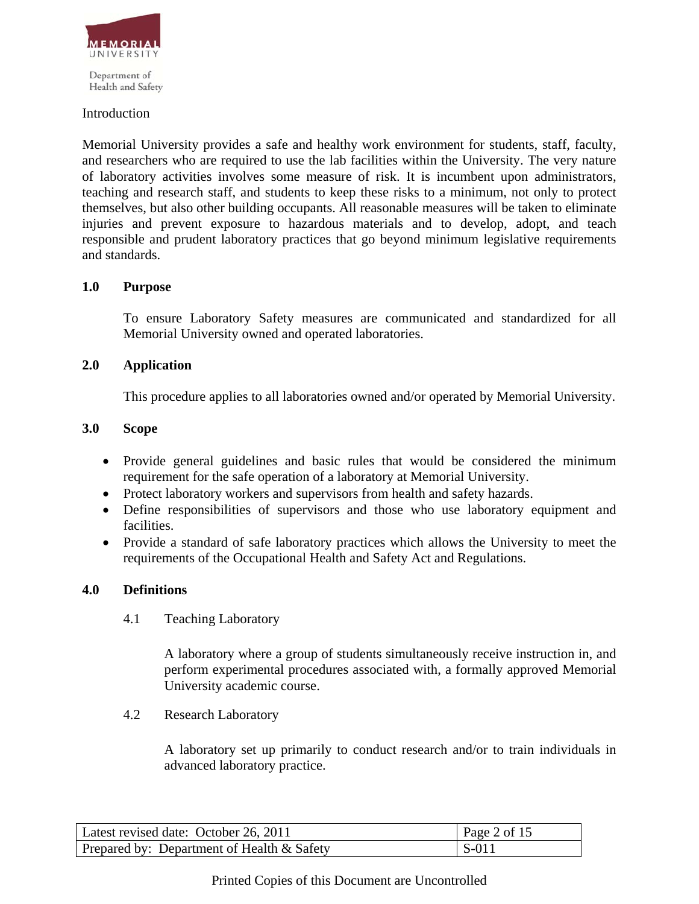Memorial University

Department of Health and Safety

Introduction

Memorial University provides a safe and healthy work environment for students, staff, faculty, and researchers who are required to use the lab facilities within the University. The very nature of laboratory activities involves some measure of risk. It is incumbent upon administrators, teaching and research staff, and students to keep these risks to a minimum, not only to protect themselves, but also other building occupants. All reasonable measures will be taken to eliminate injuries and prevent exposure to hazardous materials and to develop, adopt, and teach responsible and prudent laboratory practices that go beyond minimum legislative requirements and standards.

## 1.0 Purpose

To ensure Laboratory Safety measures are communicated and standardized for all Memorial University owned and operated laboratories.

## 2.0 Application

This procedure applies to all laboratories owned and/or operated by Memorial University.

## 3.0 Scope

- Provide general guidelines and basic rules that would be considered the minimum requirement for the safe operation of a laboratory at Memorial University.
- Protect laboratory workers and supervisors from health and safety hazards.
- Define responsibilities of supervisors and those who use laboratory equipment and facilities.
- Provide a standard of safe laboratory practices which allows the University to meet the requirements of the Occupational Health and Safety Act and Regulations.

## 4.0 Definitions

### 4.1 Teaching Laboratory

A laboratory where a group of students simultaneously receive instruction in, and perform experimental procedures associated with, a formally approved Memorial University academic course.

### 4.2 Research Laboratory

A laboratory set up primarily to conduct research and/or to train individuals in advanced laboratory practice.

| Latest revised date: October 26, 2011 | Page 2 of 15 |
| --- | --- |
| Prepared by: Department of Health & Safety | S-011 |

Printed Copies of this Document are Uncontrolled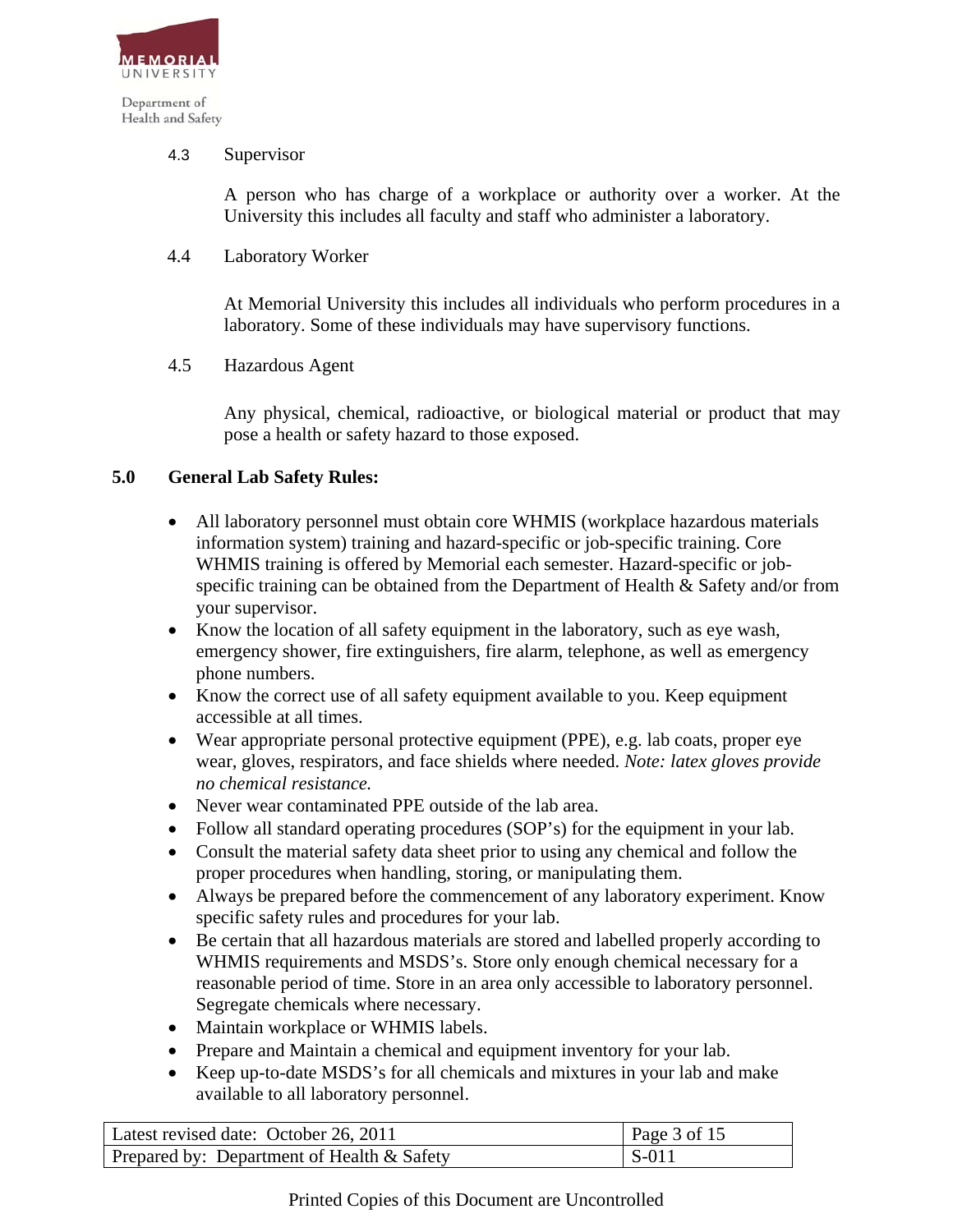4.3 Supervisor

A person who has charge of a workplace or authority over a worker. At the University this includes all faculty and staff who administer a laboratory.

4.4 Laboratory Worker

At Memorial University this includes all individuals who perform procedures in a laboratory. Some of these individuals may have supervisory functions.

4.5 Hazardous Agent

Any physical, chemical, radioactive, or biological material or product that may pose a health or safety hazard to those exposed.

## 5.0 General Lab Safety Rules:

- All laboratory personnel must obtain core WHMIS (workplace hazardous materials information system) training and hazard-specific or job-specific training. Core WHMIS training is offered by Memorial each semester. Hazard-specific or job-specific training can be obtained from the Department of Health & Safety and/or from your supervisor.
- Know the location of all safety equipment in the laboratory, such as eye wash, emergency shower, fire extinguishers, fire alarm, telephone, as well as emergency phone numbers.
- Know the correct use of all safety equipment available to you. Keep equipment accessible at all times.
- Wear appropriate personal protective equipment (PPE), e.g. lab coats, proper eye wear, gloves, respirators, and face shields where needed. *Note: latex gloves provide no chemical resistance.*
- Never wear contaminated PPE outside of the lab area.
- Follow all standard operating procedures (SOP's) for the equipment in your lab.
- Consult the material safety data sheet prior to using any chemical and follow the proper procedures when handling, storing, or manipulating them.
- Always be prepared before the commencement of any laboratory experiment. Know specific safety rules and procedures for your lab.
- Be certain that all hazardous materials are stored and labelled properly according to WHMIS requirements and MSDS's. Store only enough chemical necessary for a reasonable period of time. Store in an area only accessible to laboratory personnel. Segregate chemicals where necessary.
- Maintain workplace or WHMIS labels.
- Prepare and Maintain a chemical and equipment inventory for your lab.
- Keep up-to-date MSDS's for all chemicals and mixtures in your lab and make available to all laboratory personnel.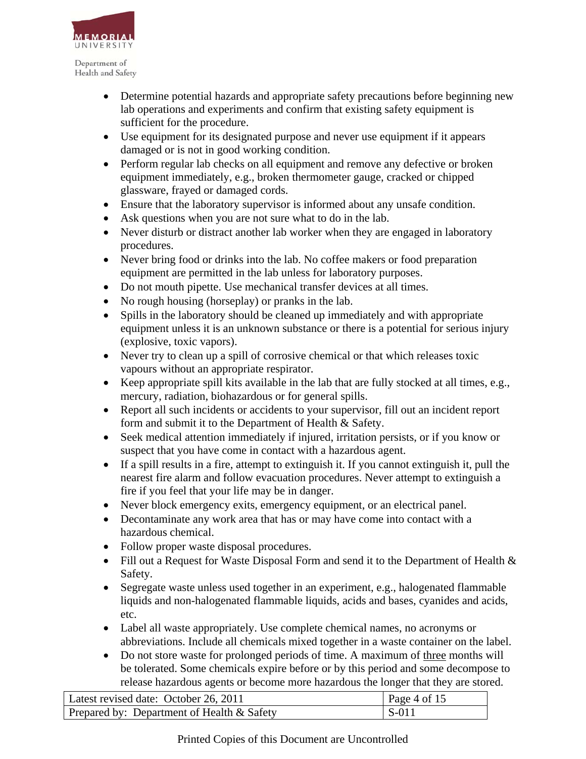- Determine potential hazards and appropriate safety precautions before beginning new lab operations and experiments and confirm that existing safety equipment is sufficient for the procedure.
- Use equipment for its designated purpose and never use equipment if it appears damaged or is not in good working condition.
- Perform regular lab checks on all equipment and remove any defective or broken equipment immediately, e.g., broken thermometer gauge, cracked or chipped glassware, frayed or damaged cords.
- Ensure that the laboratory supervisor is informed about any unsafe condition.
- Ask questions when you are not sure what to do in the lab.
- Never disturb or distract another lab worker when they are engaged in laboratory procedures.
- Never bring food or drinks into the lab. No coffee makers or food preparation equipment are permitted in the lab unless for laboratory purposes.
- Do not mouth pipette. Use mechanical transfer devices at all times.
- No rough housing (horseplay) or pranks in the lab.
- Spills in the laboratory should be cleaned up immediately and with appropriate equipment unless it is an unknown substance or there is a potential for serious injury (explosive, toxic vapors).
- Never try to clean up a spill of corrosive chemical or that which releases toxic vapours without an appropriate respirator.
- Keep appropriate spill kits available in the lab that are fully stocked at all times, e.g., mercury, radiation, biohazardous or for general spills.
- Report all such incidents or accidents to your supervisor, fill out an incident report form and submit it to the Department of Health & Safety.
- Seek medical attention immediately if injured, irritation persists, or if you know or suspect that you have come in contact with a hazardous agent.
- If a spill results in a fire, attempt to extinguish it. If you cannot extinguish it, pull the nearest fire alarm and follow evacuation procedures. Never attempt to extinguish a fire if you feel that your life may be in danger.
- Never block emergency exits, emergency equipment, or an electrical panel.
- Decontaminate any work area that has or may have come into contact with a hazardous chemical.
- Follow proper waste disposal procedures.
- Fill out a Request for Waste Disposal Form and send it to the Department of Health & Safety.
- Segregate waste unless used together in an experiment, e.g., halogenated flammable liquids and non-halogenated flammable liquids, acids and bases, cyanides and acids, etc.
- Label all waste appropriately. Use complete chemical names, no acronyms or abbreviations. Include all chemicals mixed together in a waste container on the label.
- Do not store waste for prolonged periods of time. A maximum of <u>three</u> months will be tolerated. Some chemicals expire before or by this period and some decompose to release hazardous agents or become more hazardous the longer that they are stored.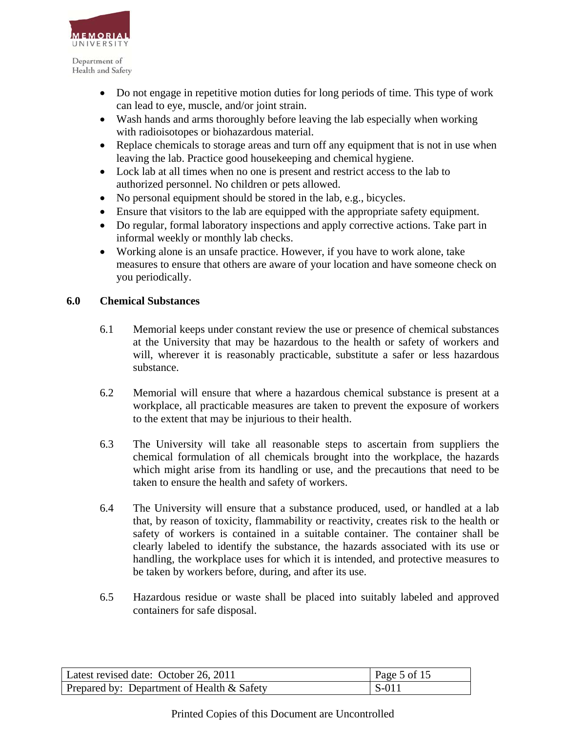- Do not engage in repetitive motion duties for long periods of time. This type of work can lead to eye, muscle, and/or joint strain.
- Wash hands and arms thoroughly before leaving the lab especially when working with radioisotopes or biohazardous material.
- Replace chemicals to storage areas and turn off any equipment that is not in use when leaving the lab. Practice good housekeeping and chemical hygiene.
- Lock lab at all times when no one is present and restrict access to the lab to authorized personnel. No children or pets allowed.
- No personal equipment should be stored in the lab, e.g., bicycles.
- Ensure that visitors to the lab are equipped with the appropriate safety equipment.
- Do regular, formal laboratory inspections and apply corrective actions. Take part in informal weekly or monthly lab checks.
- Working alone is an unsafe practice. However, if you have to work alone, take measures to ensure that others are aware of your location and have someone check on you periodically.

## 6.0 Chemical Substances

6.1 Memorial keeps under constant review the use or presence of chemical substances at the University that may be hazardous to the health or safety of workers and will, wherever it is reasonably practicable, substitute a safer or less hazardous substance.

6.2 Memorial will ensure that where a hazardous chemical substance is present at a workplace, all practicable measures are taken to prevent the exposure of workers to the extent that may be injurious to their health.

6.3 The University will take all reasonable steps to ascertain from suppliers the chemical formulation of all chemicals brought into the workplace, the hazards which might arise from its handling or use, and the precautions that need to be taken to ensure the health and safety of workers.

6.4 The University will ensure that a substance produced, used, or handled at a lab that, by reason of toxicity, flammability or reactivity, creates risk to the health or safety of workers is contained in a suitable container. The container shall be clearly labeled to identify the substance, the hazards associated with its use or handling, the workplace uses for which it is intended, and protective measures to be taken by workers before, during, and after its use.

6.5 Hazardous residue or waste shall be placed into suitably labeled and approved containers for safe disposal.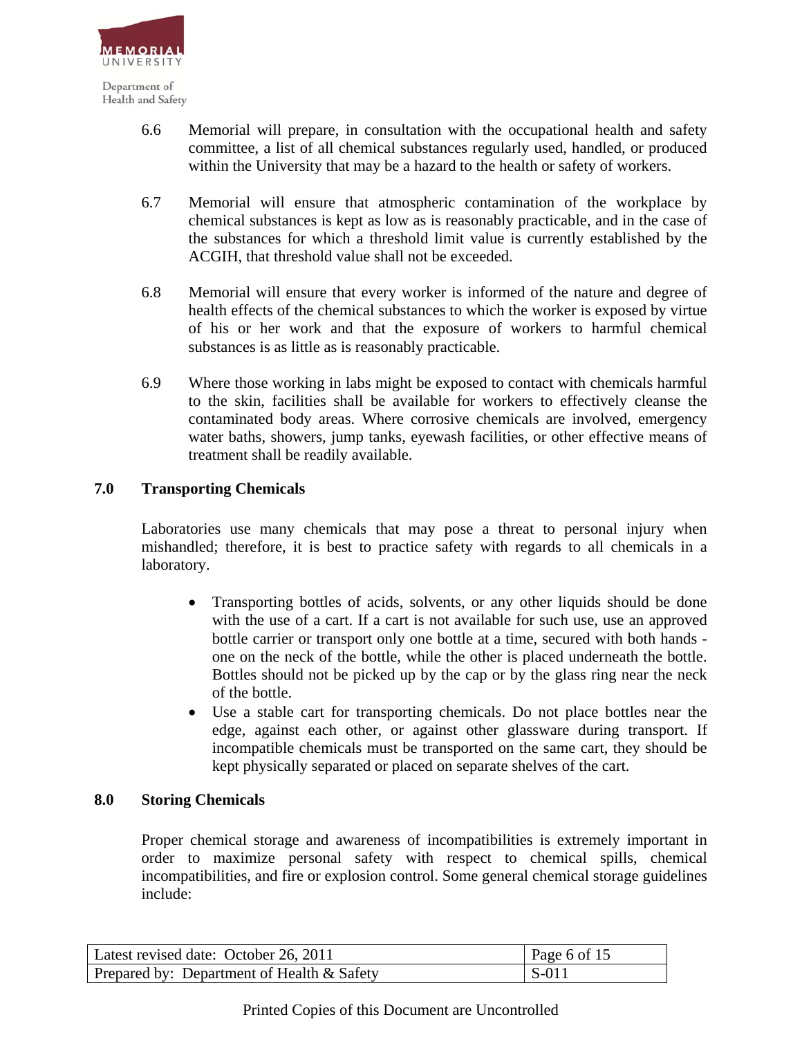6.6 Memorial will prepare, in consultation with the occupational health and safety committee, a list of all chemical substances regularly used, handled, or produced within the University that may be a hazard to the health or safety of workers.

6.7 Memorial will ensure that atmospheric contamination of the workplace by chemical substances is kept as low as is reasonably practicable, and in the case of the substances for which a threshold limit value is currently established by the ACGIH, that threshold value shall not be exceeded.

6.8 Memorial will ensure that every worker is informed of the nature and degree of health effects of the chemical substances to which the worker is exposed by virtue of his or her work and that the exposure of workers to harmful chemical substances is as little as is reasonably practicable.

6.9 Where those working in labs might be exposed to contact with chemicals harmful to the skin, facilities shall be available for workers to effectively cleanse the contaminated body areas. Where corrosive chemicals are involved, emergency water baths, showers, jump tanks, eyewash facilities, or other effective means of treatment shall be readily available.

## 7.0 Transporting Chemicals

Laboratories use many chemicals that may pose a threat to personal injury when mishandled; therefore, it is best to practice safety with regards to all chemicals in a laboratory.

- Transporting bottles of acids, solvents, or any other liquids should be done with the use of a cart. If a cart is not available for such use, use an approved bottle carrier or transport only one bottle at a time, secured with both hands - one on the neck of the bottle, while the other is placed underneath the bottle. Bottles should not be picked up by the cap or by the glass ring near the neck of the bottle.
- Use a stable cart for transporting chemicals. Do not place bottles near the edge, against each other, or against other glassware during transport. If incompatible chemicals must be transported on the same cart, they should be kept physically separated or placed on separate shelves of the cart.

## 8.0 Storing Chemicals

Proper chemical storage and awareness of incompatibilities is extremely important in order to maximize personal safety with respect to chemical spills, chemical incompatibilities, and fire or explosion control. Some general chemical storage guidelines include: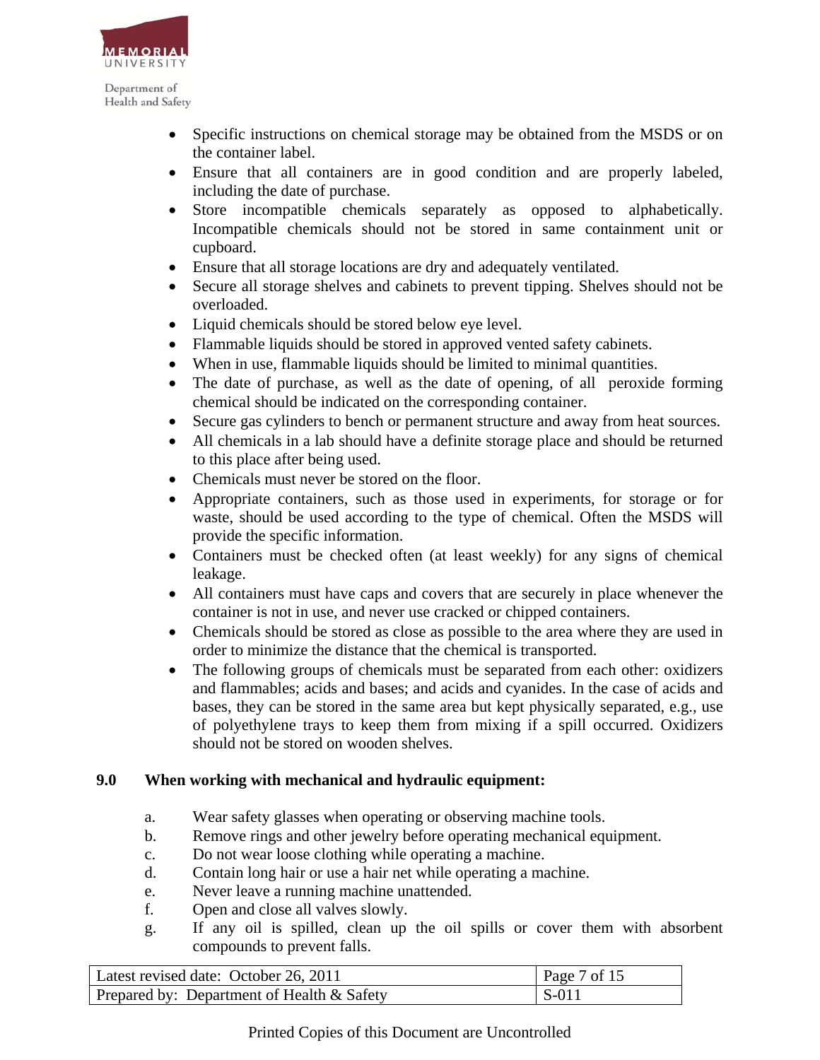- Specific instructions on chemical storage may be obtained from the MSDS or on the container label.
- Ensure that all containers are in good condition and are properly labeled, including the date of purchase.
- Store incompatible chemicals separately as opposed to alphabetically. Incompatible chemicals should not be stored in same containment unit or cupboard.
- Ensure that all storage locations are dry and adequately ventilated.
- Secure all storage shelves and cabinets to prevent tipping. Shelves should not be overloaded.
- Liquid chemicals should be stored below eye level.
- Flammable liquids should be stored in approved vented safety cabinets.
- When in use, flammable liquids should be limited to minimal quantities.
- The date of purchase, as well as the date of opening, of all peroxide forming chemical should be indicated on the corresponding container.
- Secure gas cylinders to bench or permanent structure and away from heat sources.
- All chemicals in a lab should have a definite storage place and should be returned to this place after being used.
- Chemicals must never be stored on the floor.
- Appropriate containers, such as those used in experiments, for storage or for waste, should be used according to the type of chemical. Often the MSDS will provide the specific information.
- Containers must be checked often (at least weekly) for any signs of chemical leakage.
- All containers must have caps and covers that are securely in place whenever the container is not in use, and never use cracked or chipped containers.
- Chemicals should be stored as close as possible to the area where they are used in order to minimize the distance that the chemical is transported.
- The following groups of chemicals must be separated from each other: oxidizers and flammables; acids and bases; and acids and cyanides. In the case of acids and bases, they can be stored in the same area but kept physically separated, e.g., use of polyethylene trays to keep them from mixing if a spill occurred. Oxidizers should not be stored on wooden shelves.

## 9.0 When working with mechanical and hydraulic equipment:

a. Wear safety glasses when operating or observing machine tools.
b. Remove rings and other jewelry before operating mechanical equipment.
c. Do not wear loose clothing while operating a machine.
d. Contain long hair or use a hair net while operating a machine.
e. Never leave a running machine unattended.
f. Open and close all valves slowly.
g. If any oil is spilled, clean up the oil spills or cover them with absorbent compounds to prevent falls.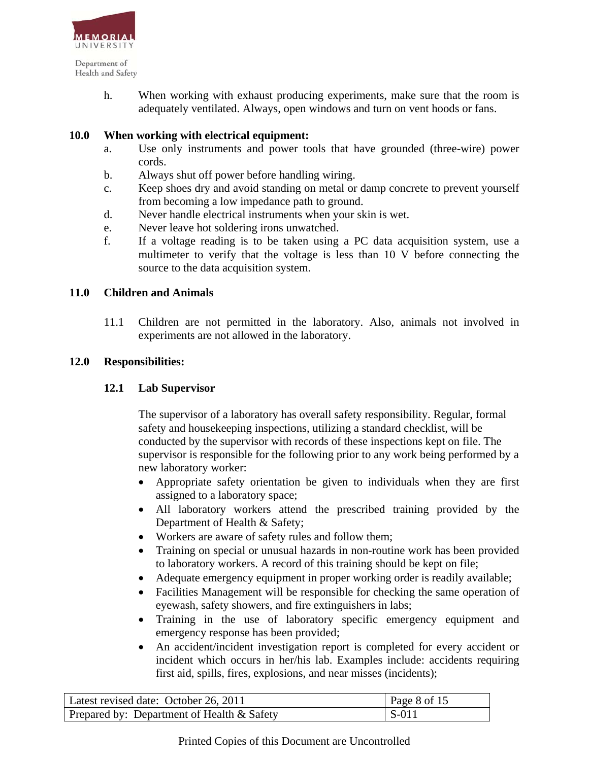h. When working with exhaust producing experiments, make sure that the room is adequately ventilated. Always, open windows and turn on vent hoods or fans.

## 10.0 When working with electrical equipment:

a. Use only instruments and power tools that have grounded (three-wire) power cords.
b. Always shut off power before handling wiring.
c. Keep shoes dry and avoid standing on metal or damp concrete to prevent yourself from becoming a low impedance path to ground.
d. Never handle electrical instruments when your skin is wet.
e. Never leave hot soldering irons unwatched.
f. If a voltage reading is to be taken using a PC data acquisition system, use a multimeter to verify that the voltage is less than 10 V before connecting the source to the data acquisition system.

## 11.0 Children and Animals

11.1 Children are not permitted in the laboratory. Also, animals not involved in experiments are not allowed in the laboratory.

## 12.0 Responsibilities:

### 12.1 Lab Supervisor

The supervisor of a laboratory has overall safety responsibility. Regular, formal safety and housekeeping inspections, utilizing a standard checklist, will be conducted by the supervisor with records of these inspections kept on file. The supervisor is responsible for the following prior to any work being performed by a new laboratory worker:

- Appropriate safety orientation be given to individuals when they are first assigned to a laboratory space;
- All laboratory workers attend the prescribed training provided by the Department of Health & Safety;
- Workers are aware of safety rules and follow them;
- Training on special or unusual hazards in non-routine work has been provided to laboratory workers. A record of this training should be kept on file;
- Adequate emergency equipment in proper working order is readily available;
- Facilities Management will be responsible for checking the same operation of eyewash, safety showers, and fire extinguishers in labs;
- Training in the use of laboratory specific emergency equipment and emergency response has been provided;
- An accident/incident investigation report is completed for every accident or incident which occurs in her/his lab. Examples include: accidents requiring first aid, spills, fires, explosions, and near misses (incidents);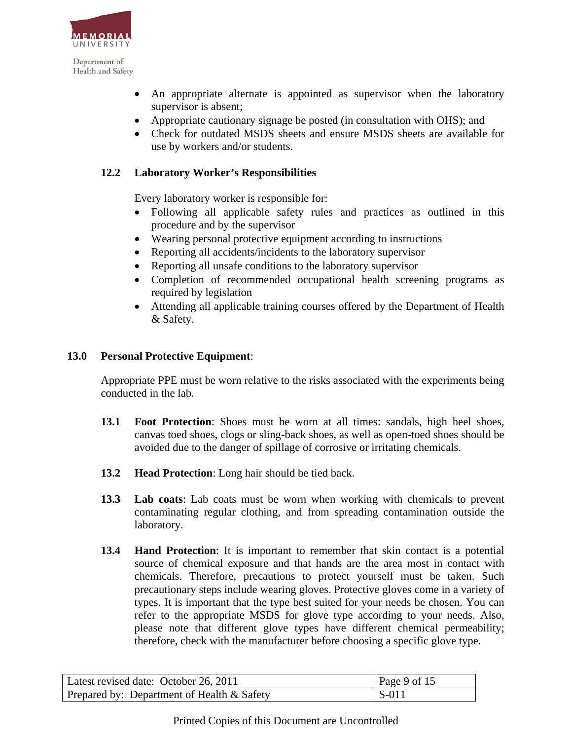- An appropriate alternate is appointed as supervisor when the laboratory supervisor is absent;
- Appropriate cautionary signage be posted (in consultation with OHS); and
- Check for outdated MSDS sheets and ensure MSDS sheets are available for use by workers and/or students.

### 12.2 Laboratory Worker's Responsibilities

Every laboratory worker is responsible for:

- Following all applicable safety rules and practices as outlined in this procedure and by the supervisor
- Wearing personal protective equipment according to instructions
- Reporting all accidents/incidents to the laboratory supervisor
- Reporting all unsafe conditions to the laboratory supervisor
- Completion of recommended occupational health screening programs as required by legislation
- Attending all applicable training courses offered by the Department of Health & Safety.

## 13.0 Personal Protective Equipment:

Appropriate PPE must be worn relative to the risks associated with the experiments being conducted in the lab.

**13.1 Foot Protection**: Shoes must be worn at all times: sandals, high heel shoes, canvas toed shoes, clogs or sling-back shoes, as well as open-toed shoes should be avoided due to the danger of spillage of corrosive or irritating chemicals.

**13.2 Head Protection**: Long hair should be tied back.

**13.3 Lab coats**: Lab coats must be worn when working with chemicals to prevent contaminating regular clothing, and from spreading contamination outside the laboratory.

**13.4 Hand Protection**: It is important to remember that skin contact is a potential source of chemical exposure and that hands are the area most in contact with chemicals. Therefore, precautions to protect yourself must be taken. Such precautionary steps include wearing gloves. Protective gloves come in a variety of types. It is important that the type best suited for your needs be chosen. You can refer to the appropriate MSDS for glove type according to your needs. Also, please note that different glove types have different chemical permeability; therefore, check with the manufacturer before choosing a specific glove type.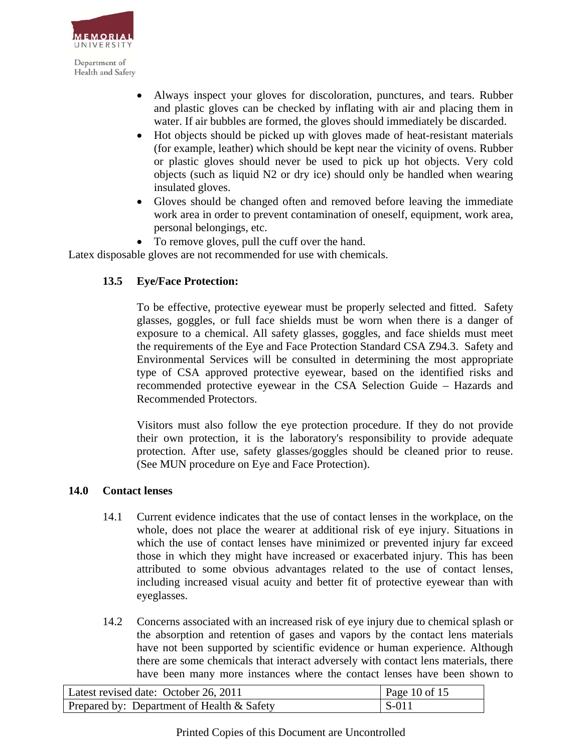- Always inspect your gloves for discoloration, punctures, and tears. Rubber and plastic gloves can be checked by inflating with air and placing them in water. If air bubbles are formed, the gloves should immediately be discarded.
- Hot objects should be picked up with gloves made of heat-resistant materials (for example, leather) which should be kept near the vicinity of ovens. Rubber or plastic gloves should never be used to pick up hot objects. Very cold objects (such as liquid $N_2$ or dry ice) should only be handled when wearing insulated gloves.
- Gloves should be changed often and removed before leaving the immediate work area in order to prevent contamination of oneself, equipment, work area, personal belongings, etc.
- To remove gloves, pull the cuff over the hand.

Latex disposable gloves are not recommended for use with chemicals.

### 13.5 Eye/Face Protection:

To be effective, protective eyewear must be properly selected and fitted. Safety glasses, goggles, or full face shields must be worn when there is a danger of exposure to a chemical. All safety glasses, goggles, and face shields must meet the requirements of the Eye and Face Protection Standard CSA Z94.3. Safety and Environmental Services will be consulted in determining the most appropriate type of CSA approved protective eyewear, based on the identified risks and recommended protective eyewear in the CSA Selection Guide – Hazards and Recommended Protectors.

Visitors must also follow the eye protection procedure. If they do not provide their own protection, it is the laboratory's responsibility to provide adequate protection. After use, safety glasses/goggles should be cleaned prior to reuse. (See MUN procedure on Eye and Face Protection).

## 14.0 Contact lenses

14.1 Current evidence indicates that the use of contact lenses in the workplace, on the whole, does not place the wearer at additional risk of eye injury. Situations in which the use of contact lenses have minimized or prevented injury far exceed those in which they might have increased or exacerbated injury. This has been attributed to some obvious advantages related to the use of contact lenses, including increased visual acuity and better fit of protective eyewear than with eyeglasses.

14.2 Concerns associated with an increased risk of eye injury due to chemical splash or the absorption and retention of gases and vapors by the contact lens materials have not been supported by scientific evidence or human experience. Although there are some chemicals that interact adversely with contact lens materials, there have been many more instances where the contact lenses have been shown to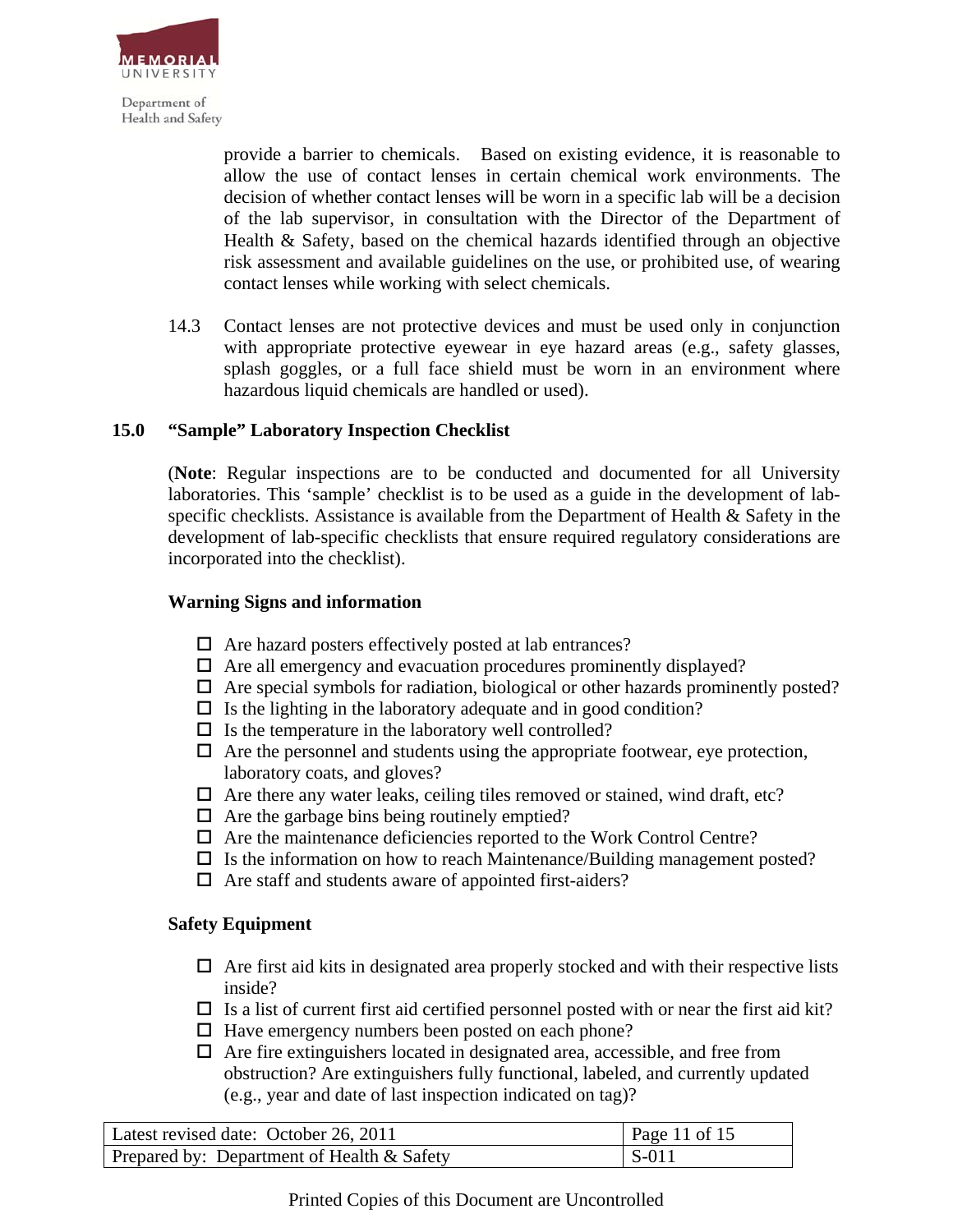provide a barrier to chemicals. Based on existing evidence, it is reasonable to allow the use of contact lenses in certain chemical work environments. The decision of whether contact lenses will be worn in a specific lab will be a decision of the lab supervisor, in consultation with the Director of the Department of Health & Safety, based on the chemical hazards identified through an objective risk assessment and available guidelines on the use, or prohibited use, of wearing contact lenses while working with select chemicals.

14.3 Contact lenses are not protective devices and must be used only in conjunction with appropriate protective eyewear in eye hazard areas (e.g., safety glasses, splash goggles, or a full face shield must be worn in an environment where hazardous liquid chemicals are handled or used).

## 15.0 "Sample" Laboratory Inspection Checklist

(**Note**: Regular inspections are to be conducted and documented for all University laboratories. This 'sample' checklist is to be used as a guide in the development of lab-specific checklists. Assistance is available from the Department of Health & Safety in the development of lab-specific checklists that ensure required regulatory considerations are incorporated into the checklist).

### Warning Signs and information

- ☐ Are hazard posters effectively posted at lab entrances?
- ☐ Are all emergency and evacuation procedures prominently displayed?
- ☐ Are special symbols for radiation, biological or other hazards prominently posted?
- ☐ Is the lighting in the laboratory adequate and in good condition?
- ☐ Is the temperature in the laboratory well controlled?
- ☐ Are the personnel and students using the appropriate footwear, eye protection, laboratory coats, and gloves?
- ☐ Are there any water leaks, ceiling tiles removed or stained, wind draft, etc?
- ☐ Are the garbage bins being routinely emptied?
- ☐ Are the maintenance deficiencies reported to the Work Control Centre?
- ☐ Is the information on how to reach Maintenance/Building management posted?
- ☐ Are staff and students aware of appointed first-aiders?

### Safety Equipment

- ☐ Are first aid kits in designated area properly stocked and with their respective lists inside?
- ☐ Is a list of current first aid certified personnel posted with or near the first aid kit?
- ☐ Have emergency numbers been posted on each phone?
- ☐ Are fire extinguishers located in designated area, accessible, and free from obstruction? Are extinguishers fully functional, labeled, and currently updated (e.g., year and date of last inspection indicated on tag)?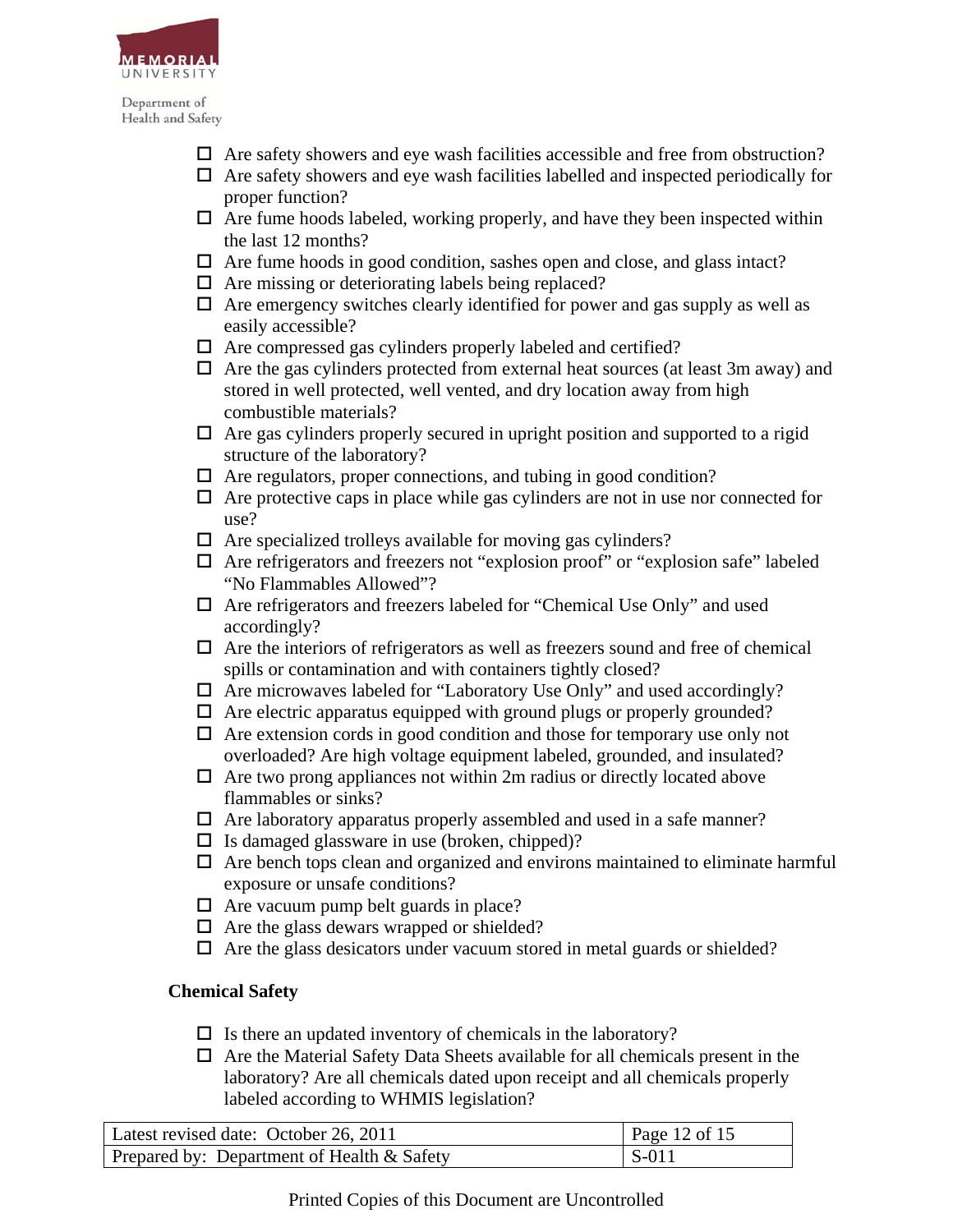- ☐ Are safety showers and eye wash facilities accessible and free from obstruction?
- ☐ Are safety showers and eye wash facilities labelled and inspected periodically for proper function?
- ☐ Are fume hoods labeled, working properly, and have they been inspected within the last 12 months?
- ☐ Are fume hoods in good condition, sashes open and close, and glass intact?
- ☐ Are missing or deteriorating labels being replaced?
- ☐ Are emergency switches clearly identified for power and gas supply as well as easily accessible?
- ☐ Are compressed gas cylinders properly labeled and certified?
- ☐ Are the gas cylinders protected from external heat sources (at least 3m away) and stored in well protected, well vented, and dry location away from high combustible materials?
- ☐ Are gas cylinders properly secured in upright position and supported to a rigid structure of the laboratory?
- ☐ Are regulators, proper connections, and tubing in good condition?
- ☐ Are protective caps in place while gas cylinders are not in use nor connected for use?
- ☐ Are specialized trolleys available for moving gas cylinders?
- ☐ Are refrigerators and freezers not "explosion proof" or "explosion safe" labeled "No Flammables Allowed"?
- ☐ Are refrigerators and freezers labeled for "Chemical Use Only" and used accordingly?
- ☐ Are the interiors of refrigerators as well as freezers sound and free of chemical spills or contamination and with containers tightly closed?
- ☐ Are microwaves labeled for "Laboratory Use Only" and used accordingly?
- ☐ Are electric apparatus equipped with ground plugs or properly grounded?
- ☐ Are extension cords in good condition and those for temporary use only not overloaded? Are high voltage equipment labeled, grounded, and insulated?
- ☐ Are two prong appliances not within 2m radius or directly located above flammables or sinks?
- ☐ Are laboratory apparatus properly assembled and used in a safe manner?
- ☐ Is damaged glassware in use (broken, chipped)?
- ☐ Are bench tops clean and organized and environs maintained to eliminate harmful exposure or unsafe conditions?
- ☐ Are vacuum pump belt guards in place?
- ☐ Are the glass dewars wrapped or shielded?
- ☐ Are the glass desicators under vacuum stored in metal guards or shielded?

**Chemical Safety**

- ☐ Is there an updated inventory of chemicals in the laboratory?
- ☐ Are the Material Safety Data Sheets available for all chemicals present in the laboratory? Are all chemicals dated upon receipt and all chemicals properly labeled according to WHMIS legislation?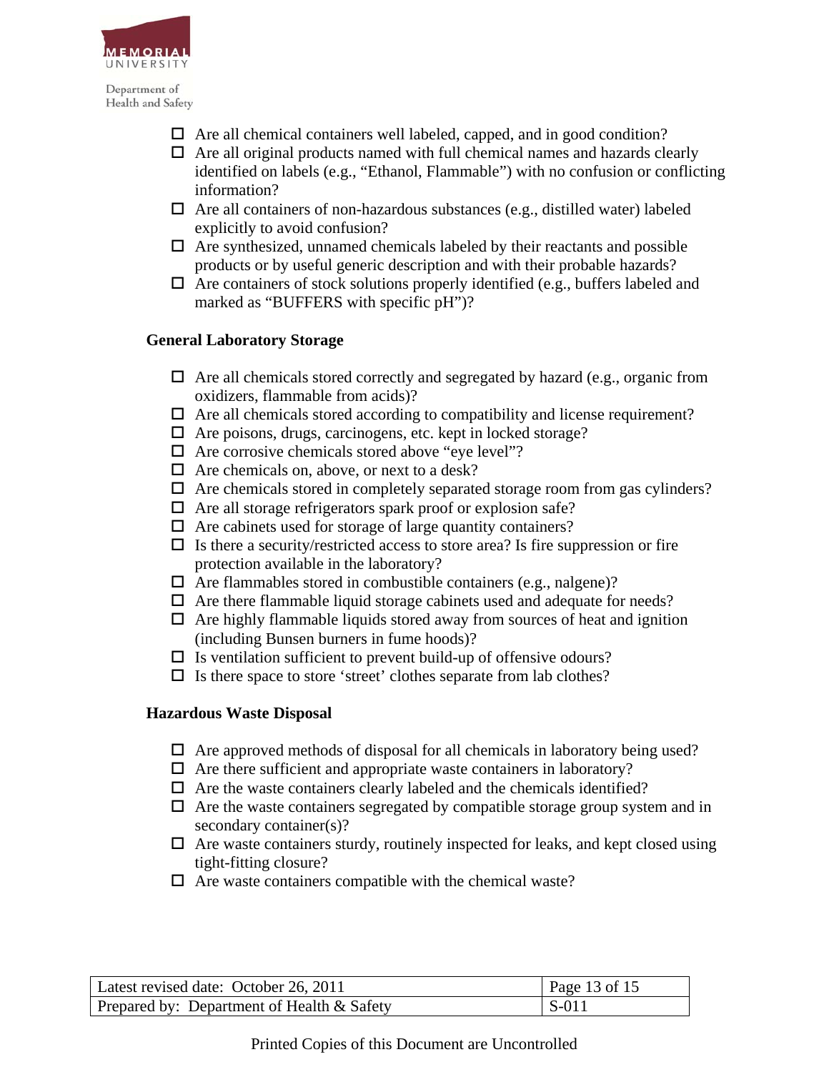- ☐ Are all chemical containers well labeled, capped, and in good condition?
- ☐ Are all original products named with full chemical names and hazards clearly identified on labels (e.g., “Ethanol, Flammable”) with no confusion or conflicting information?
- ☐ Are all containers of non-hazardous substances (e.g., distilled water) labeled explicitly to avoid confusion?
- ☐ Are synthesized, unnamed chemicals labeled by their reactants and possible products or by useful generic description and with their probable hazards?
- ☐ Are containers of stock solutions properly identified (e.g., buffers labeled and marked as “BUFFERS with specific pH”)?

**General Laboratory Storage**

- ☐ Are all chemicals stored correctly and segregated by hazard (e.g., organic from oxidizers, flammable from acids)?
- ☐ Are all chemicals stored according to compatibility and license requirement?
- ☐ Are poisons, drugs, carcinogens, etc. kept in locked storage?
- ☐ Are corrosive chemicals stored above “eye level”?
- ☐ Are chemicals on, above, or next to a desk?
- ☐ Are chemicals stored in completely separated storage room from gas cylinders?
- ☐ Are all storage refrigerators spark proof or explosion safe?
- ☐ Are cabinets used for storage of large quantity containers?
- ☐ Is there a security/restricted access to store area? Is fire suppression or fire protection available in the laboratory?
- ☐ Are flammables stored in combustible containers (e.g., nalgene)?
- ☐ Are there flammable liquid storage cabinets used and adequate for needs?
- ☐ Are highly flammable liquids stored away from sources of heat and ignition (including Bunsen burners in fume hoods)?
- ☐ Is ventilation sufficient to prevent build-up of offensive odours?
- ☐ Is there space to store ‘street’ clothes separate from lab clothes?

**Hazardous Waste Disposal**

- ☐ Are approved methods of disposal for all chemicals in laboratory being used?
- ☐ Are there sufficient and appropriate waste containers in laboratory?
- ☐ Are the waste containers clearly labeled and the chemicals identified?
- ☐ Are the waste containers segregated by compatible storage group system and in secondary container(s)?
- ☐ Are waste containers sturdy, routinely inspected for leaks, and kept closed using tight-fitting closure?
- ☐ Are waste containers compatible with the chemical waste?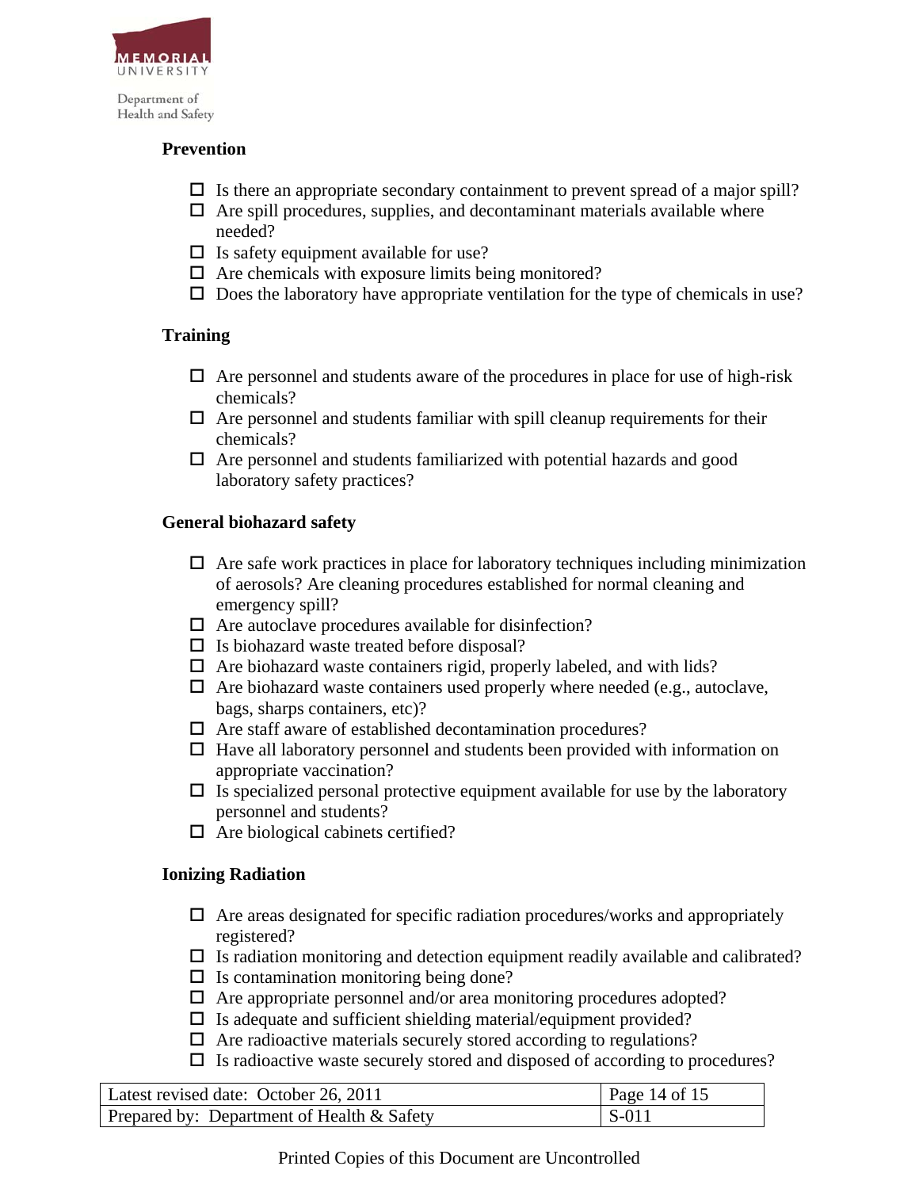**Prevention**

- ☐ Is there an appropriate secondary containment to prevent spread of a major spill?
- ☐ Are spill procedures, supplies, and decontaminant materials available where needed?
- ☐ Is safety equipment available for use?
- ☐ Are chemicals with exposure limits being monitored?
- ☐ Does the laboratory have appropriate ventilation for the type of chemicals in use?

**Training**

- ☐ Are personnel and students aware of the procedures in place for use of high-risk chemicals?
- ☐ Are personnel and students familiar with spill cleanup requirements for their chemicals?
- ☐ Are personnel and students familiarized with potential hazards and good laboratory safety practices?

**General biohazard safety**

- ☐ Are safe work practices in place for laboratory techniques including minimization of aerosols? Are cleaning procedures established for normal cleaning and emergency spill?
- ☐ Are autoclave procedures available for disinfection?
- ☐ Is biohazard waste treated before disposal?
- ☐ Are biohazard waste containers rigid, properly labeled, and with lids?
- ☐ Are biohazard waste containers used properly where needed (e.g., autoclave, bags, sharps containers, etc)?
- ☐ Are staff aware of established decontamination procedures?
- ☐ Have all laboratory personnel and students been provided with information on appropriate vaccination?
- ☐ Is specialized personal protective equipment available for use by the laboratory personnel and students?
- ☐ Are biological cabinets certified?

**Ionizing Radiation**

- ☐ Are areas designated for specific radiation procedures/works and appropriately registered?
- ☐ Is radiation monitoring and detection equipment readily available and calibrated?
- ☐ Is contamination monitoring being done?
- ☐ Are appropriate personnel and/or area monitoring procedures adopted?
- ☐ Is adequate and sufficient shielding material/equipment provided?
- ☐ Are radioactive materials securely stored according to regulations?
- ☐ Is radioactive waste securely stored and disposed of according to procedures?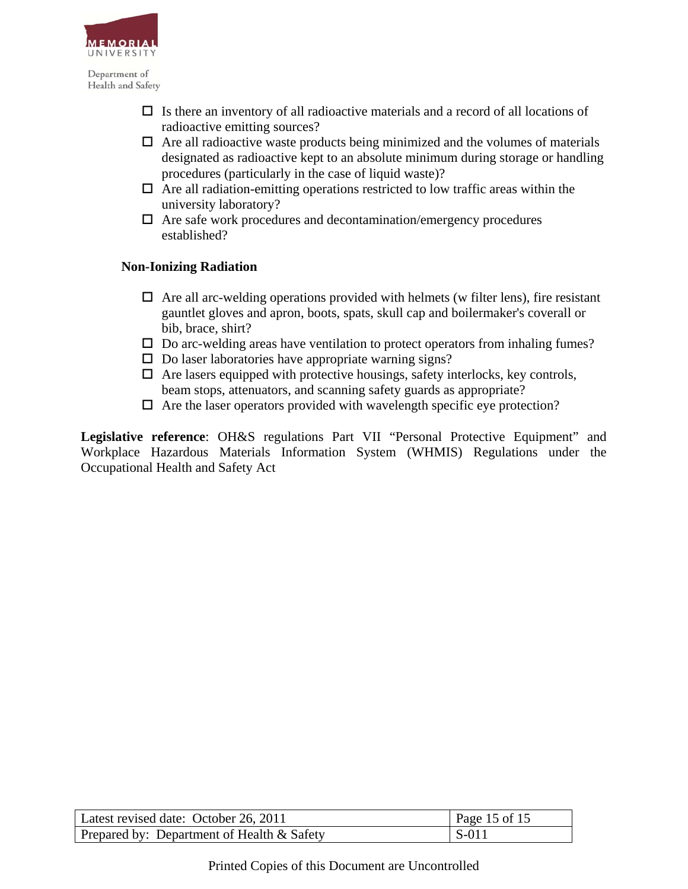- ☐ Is there an inventory of all radioactive materials and a record of all locations of radioactive emitting sources?
- ☐ Are all radioactive waste products being minimized and the volumes of materials designated as radioactive kept to an absolute minimum during storage or handling procedures (particularly in the case of liquid waste)?
- ☐ Are all radiation-emitting operations restricted to low traffic areas within the university laboratory?
- ☐ Are safe work procedures and decontamination/emergency procedures established?

**Non-Ionizing Radiation**

- ☐ Are all arc-welding operations provided with helmets (w filter lens), fire resistant gauntlet gloves and apron, boots, spats, skull cap and boilermaker's coverall or bib, brace, shirt?
- ☐ Do arc-welding areas have ventilation to protect operators from inhaling fumes?
- ☐ Do laser laboratories have appropriate warning signs?
- ☐ Are lasers equipped with protective housings, safety interlocks, key controls, beam stops, attenuators, and scanning safety guards as appropriate?
- ☐ Are the laser operators provided with wavelength specific eye protection?

**Legislative reference**: OH&S regulations Part VII “Personal Protective Equipment” and Workplace Hazardous Materials Information System (WHMIS) Regulations under the Occupational Health and Safety Act

| | |
|---|---|
| Latest revised date: October 26, 2011 | Page 15 of 15 |
| Prepared by: Department of Health & Safety | S-011 |

Printed Copies of this Document are Uncontrolled